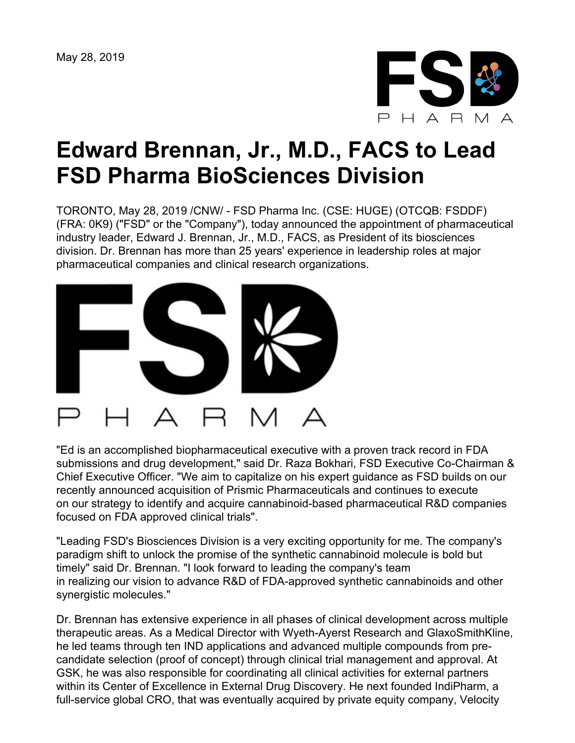May 28, 2019

# Edward Brennan, Jr., M.D., FACS to Lead FSD Pharma BioSciences Division

TORONTO, May 28, 2019 /CNW/ - FSD Pharma Inc. (CSE: HUGE) (OTCQB: FSDDF) (FRA: 0K9) ("FSD" or the "Company"), today announced the appointment of pharmaceutical industry leader, Edward J. Brennan, Jr., M.D., FACS, as President of its biosciences division. Dr. Brennan has more than 25 years' experience in leadership roles at major pharmaceutical companies and clinical research organizations.

"Ed is an accomplished biopharmaceutical executive with a proven track record in FDA submissions and drug development," said Dr. Raza Bokhari, FSD Executive Co-Chairman & Chief Executive Officer. "We aim to capitalize on his expert guidance as FSD builds on our recently announced acquisition of Prismic Pharmaceuticals and continues to execute on our strategy to identify and acquire cannabinoid-based pharmaceutical R&D companies focused on FDA approved clinical trials".

"Leading FSD's Biosciences Division is a very exciting opportunity for me. The company's paradigm shift to unlock the promise of the synthetic cannabinoid molecule is bold but timely" said Dr. Brennan. "I look forward to leading the company's team in realizing our vision to advance R&D of FDA-approved synthetic cannabinoids and other synergistic molecules."

Dr. Brennan has extensive experience in all phases of clinical development across multiple therapeutic areas. As a Medical Director with Wyeth-Ayerst Research and GlaxoSmithKline, he led teams through ten IND applications and advanced multiple compounds from pre-candidate selection (proof of concept) through clinical trial management and approval. At GSK, he was also responsible for coordinating all clinical activities for external partners within its Center of Excellence in External Drug Discovery. He next founded IndiPharm, a full-service global CRO, that was eventually acquired by private equity company, Velocity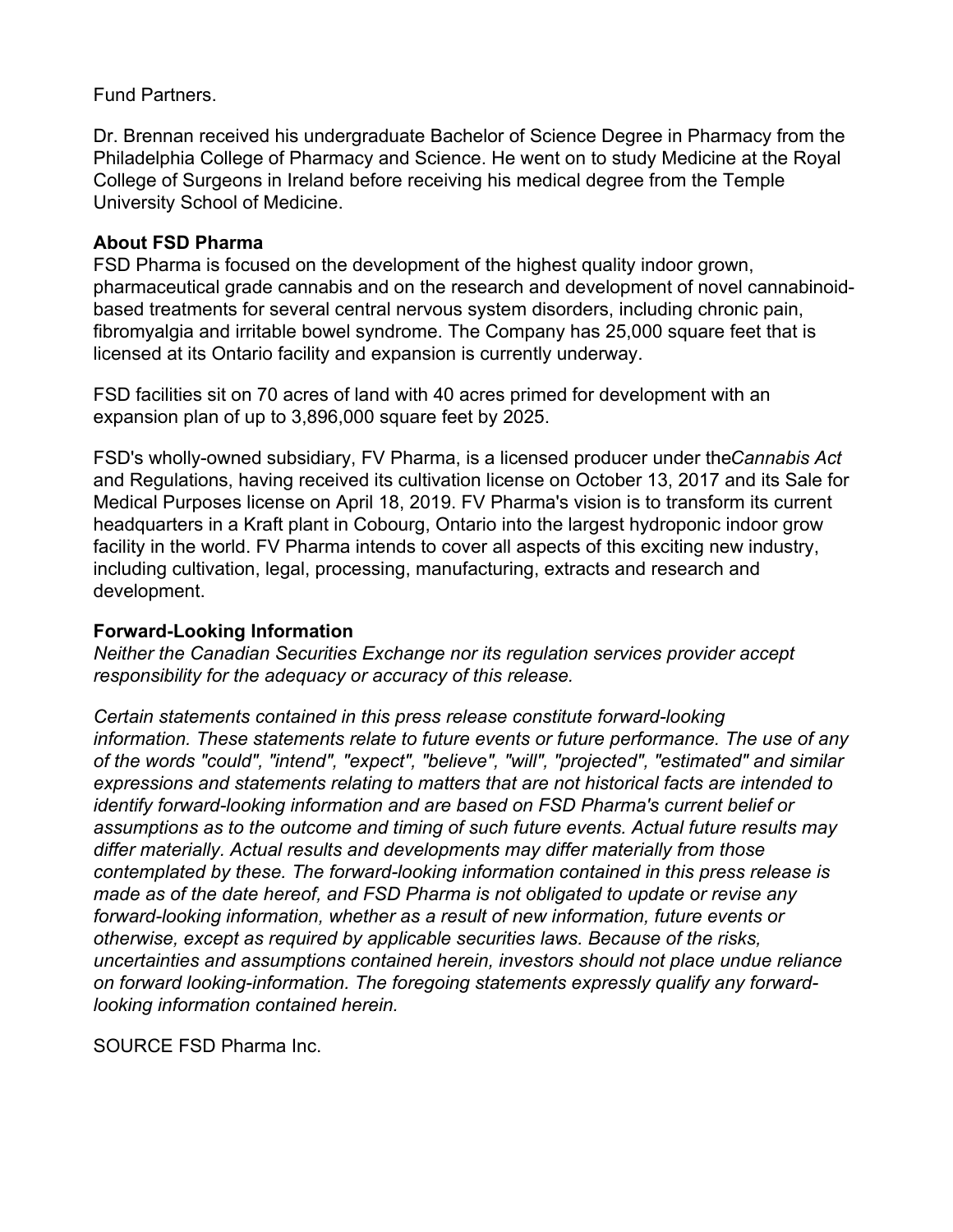Fund Partners.

Dr. Brennan received his undergraduate Bachelor of Science Degree in Pharmacy from the Philadelphia College of Pharmacy and Science. He went on to study Medicine at the Royal College of Surgeons in Ireland before receiving his medical degree from the Temple University School of Medicine.

**About FSD Pharma**

FSD Pharma is focused on the development of the highest quality indoor grown, pharmaceutical grade cannabis and on the research and development of novel cannabinoid-based treatments for several central nervous system disorders, including chronic pain, fibromyalgia and irritable bowel syndrome. The Company has 25,000 square feet that is licensed at its Ontario facility and expansion is currently underway.

FSD facilities sit on 70 acres of land with 40 acres primed for development with an expansion plan of up to 3,896,000 square feet by 2025.

FSD's wholly-owned subsidiary, FV Pharma, is a licensed producer under the*Cannabis Act* and Regulations, having received its cultivation license on October 13, 2017 and its Sale for Medical Purposes license on April 18, 2019. FV Pharma's vision is to transform its current headquarters in a Kraft plant in Cobourg, Ontario into the largest hydroponic indoor grow facility in the world. FV Pharma intends to cover all aspects of this exciting new industry, including cultivation, legal, processing, manufacturing, extracts and research and development.

**Forward-Looking Information**

*Neither the Canadian Securities Exchange nor its regulation services provider accept responsibility for the adequacy or accuracy of this release.*

*Certain statements contained in this press release constitute forward-looking information. These statements relate to future events or future performance. The use of any of the words "could", "intend", "expect", "believe", "will", "projected", "estimated" and similar expressions and statements relating to matters that are not historical facts are intended to identify forward-looking information and are based on FSD Pharma's current belief or assumptions as to the outcome and timing of such future events. Actual future results may differ materially. Actual results and developments may differ materially from those contemplated by these. The forward-looking information contained in this press release is made as of the date hereof, and FSD Pharma is not obligated to update or revise any forward-looking information, whether as a result of new information, future events or otherwise, except as required by applicable securities laws. Because of the risks, uncertainties and assumptions contained herein, investors should not place undue reliance on forward looking-information. The foregoing statements expressly qualify any forward-looking information contained herein.*

SOURCE FSD Pharma Inc.